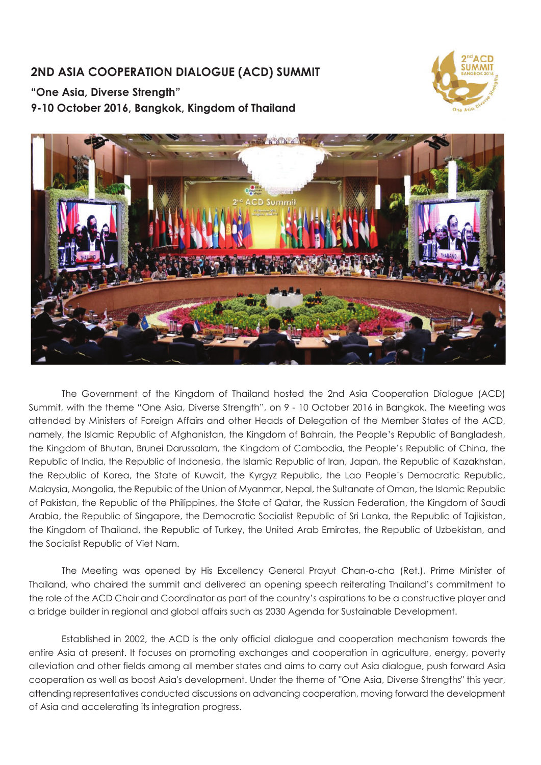# 2ND ASIA COOPERATION DIALOGUE (ACD) SUMMIT

**"One Asia, Diverse Strength"**
**9-10 October 2016, Bangkok, Kingdom of Thailand**

The Government of the Kingdom of Thailand hosted the 2nd Asia Cooperation Dialogue (ACD) Summit, with the theme "One Asia, Diverse Strength", on 9 - 10 October 2016 in Bangkok. The Meeting was attended by Ministers of Foreign Affairs and other Heads of Delegation of the Member States of the ACD, namely, the Islamic Republic of Afghanistan, the Kingdom of Bahrain, the People's Republic of Bangladesh, the Kingdom of Bhutan, Brunei Darussalam, the Kingdom of Cambodia, the People's Republic of China, the Republic of India, the Republic of Indonesia, the Islamic Republic of Iran, Japan, the Republic of Kazakhstan, the Republic of Korea, the State of Kuwait, the Kyrgyz Republic, the Lao People's Democratic Republic, Malaysia, Mongolia, the Republic of the Union of Myanmar, Nepal, the Sultanate of Oman, the Islamic Republic of Pakistan, the Republic of the Philippines, the State of Qatar, the Russian Federation, the Kingdom of Saudi Arabia, the Republic of Singapore, the Democratic Socialist Republic of Sri Lanka, the Republic of Tajikistan, the Kingdom of Thailand, the Republic of Turkey, the United Arab Emirates, the Republic of Uzbekistan, and the Socialist Republic of Viet Nam.

The Meeting was opened by His Excellency General Prayut Chan-o-cha (Ret.), Prime Minister of Thailand, who chaired the summit and delivered an opening speech reiterating Thailand's commitment to the role of the ACD Chair and Coordinator as part of the country's aspirations to be a constructive player and a bridge builder in regional and global affairs such as 2030 Agenda for Sustainable Development.

Established in 2002, the ACD is the only official dialogue and cooperation mechanism towards the entire Asia at present. It focuses on promoting exchanges and cooperation in agriculture, energy, poverty alleviation and other fields among all member states and aims to carry out Asia dialogue, push forward Asia cooperation as well as boost Asia's development. Under the theme of "One Asia, Diverse Strengths" this year, attending representatives conducted discussions on advancing cooperation, moving forward the development of Asia and accelerating its integration progress.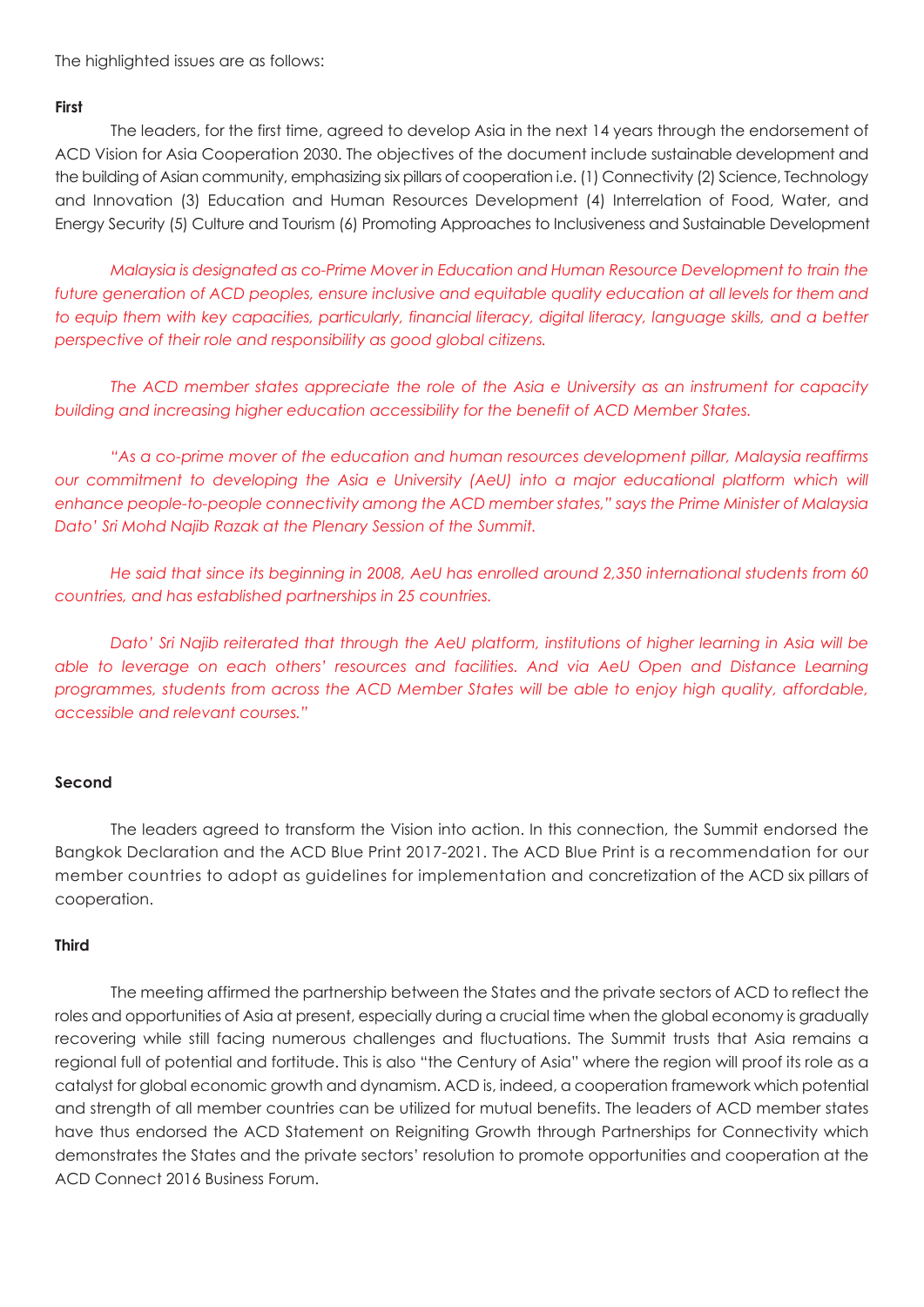The highlighted issues are as follows:

**First**

The leaders, for the first time, agreed to develop Asia in the next 14 years through the endorsement of ACD Vision for Asia Cooperation 2030. The objectives of the document include sustainable development and the building of Asian community, emphasizing six pillars of cooperation i.e. (1) Connectivity (2) Science, Technology and Innovation (3) Education and Human Resources Development (4) Interrelation of Food, Water, and Energy Security (5) Culture and Tourism (6) Promoting Approaches to Inclusiveness and Sustainable Development

*Malaysia is designated as co-Prime Mover in Education and Human Resource Development to train the future generation of ACD peoples, ensure inclusive and equitable quality education at all levels for them and to equip them with key capacities, particularly, financial literacy, digital literacy, language skills, and a better perspective of their role and responsibility as good global citizens.*

*The ACD member states appreciate the role of the Asia e University as an instrument for capacity building and increasing higher education accessibility for the benefit of ACD Member States.*

*"As a co-prime mover of the education and human resources development pillar, Malaysia reaffirms our commitment to developing the Asia e University (AeU) into a major educational platform which will enhance people-to-people connectivity among the ACD member states," says the Prime Minister of Malaysia Dato' Sri Mohd Najib Razak at the Plenary Session of the Summit.*

*He said that since its beginning in 2008, AeU has enrolled around 2,350 international students from 60 countries, and has established partnerships in 25 countries.*

*Dato' Sri Najib reiterated that through the AeU platform, institutions of higher learning in Asia will be able to leverage on each others' resources and facilities. And via AeU Open and Distance Learning programmes, students from across the ACD Member States will be able to enjoy high quality, affordable, accessible and relevant courses."*

**Second**

The leaders agreed to transform the Vision into action. In this connection, the Summit endorsed the Bangkok Declaration and the ACD Blue Print 2017-2021. The ACD Blue Print is a recommendation for our member countries to adopt as guidelines for implementation and concretization of the ACD six pillars of cooperation.

**Third**

The meeting affirmed the partnership between the States and the private sectors of ACD to reflect the roles and opportunities of Asia at present, especially during a crucial time when the global economy is gradually recovering while still facing numerous challenges and fluctuations. The Summit trusts that Asia remains a regional full of potential and fortitude. This is also "the Century of Asia" where the region will proof its role as a catalyst for global economic growth and dynamism. ACD is, indeed, a cooperation framework which potential and strength of all member countries can be utilized for mutual benefits. The leaders of ACD member states have thus endorsed the ACD Statement on Reigniting Growth through Partnerships for Connectivity which demonstrates the States and the private sectors' resolution to promote opportunities and cooperation at the ACD Connect 2016 Business Forum.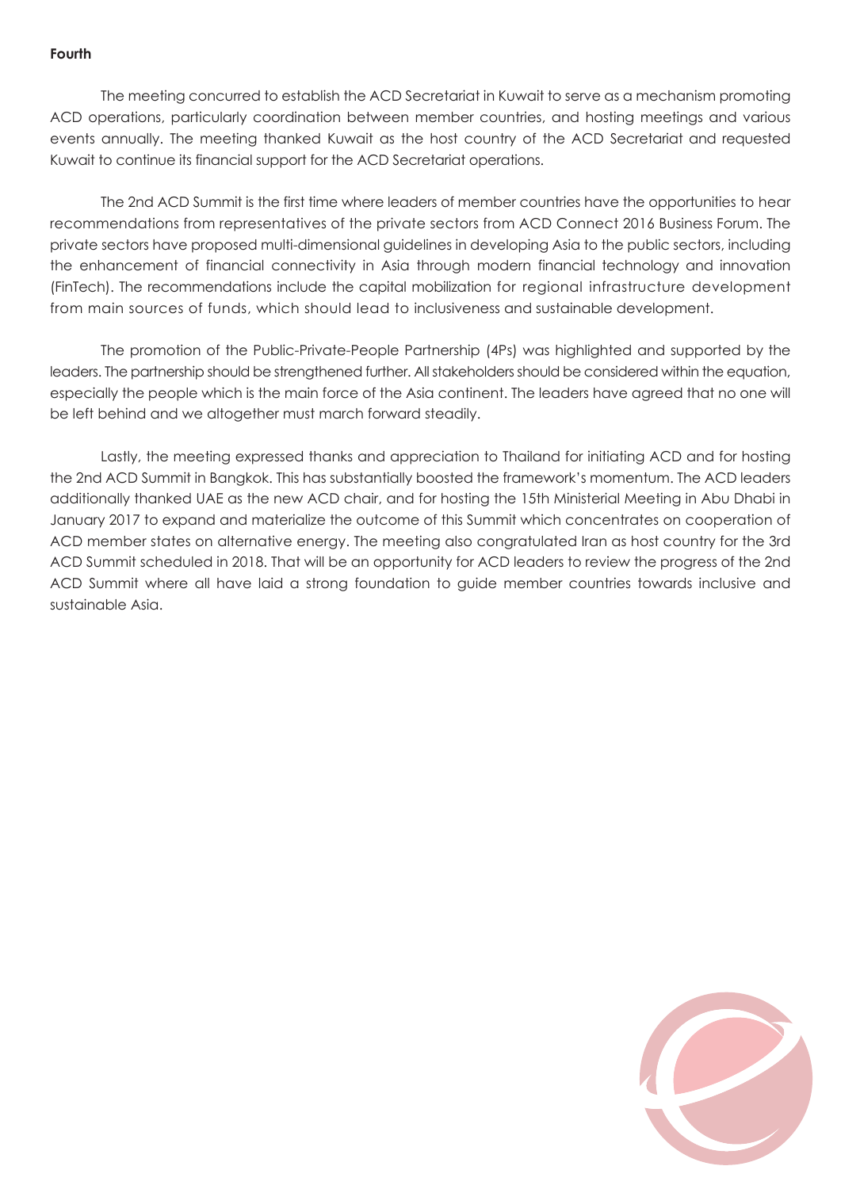**Fourth**

The meeting concurred to establish the ACD Secretariat in Kuwait to serve as a mechanism promoting ACD operations, particularly coordination between member countries, and hosting meetings and various events annually. The meeting thanked Kuwait as the host country of the ACD Secretariat and requested Kuwait to continue its financial support for the ACD Secretariat operations.

The 2nd ACD Summit is the first time where leaders of member countries have the opportunities to hear recommendations from representatives of the private sectors from ACD Connect 2016 Business Forum. The private sectors have proposed multi-dimensional guidelines in developing Asia to the public sectors, including the enhancement of financial connectivity in Asia through modern financial technology and innovation (FinTech). The recommendations include the capital mobilization for regional infrastructure development from main sources of funds, which should lead to inclusiveness and sustainable development.

The promotion of the Public-Private-People Partnership (4Ps) was highlighted and supported by the leaders. The partnership should be strengthened further. All stakeholders should be considered within the equation, especially the people which is the main force of the Asia continent. The leaders have agreed that no one will be left behind and we altogether must march forward steadily.

Lastly, the meeting expressed thanks and appreciation to Thailand for initiating ACD and for hosting the 2nd ACD Summit in Bangkok. This has substantially boosted the framework's momentum. The ACD leaders additionally thanked UAE as the new ACD chair, and for hosting the 15th Ministerial Meeting in Abu Dhabi in January 2017 to expand and materialize the outcome of this Summit which concentrates on cooperation of ACD member states on alternative energy. The meeting also congratulated Iran as host country for the 3rd ACD Summit scheduled in 2018. That will be an opportunity for ACD leaders to review the progress of the 2nd ACD Summit where all have laid a strong foundation to guide member countries towards inclusive and sustainable Asia.